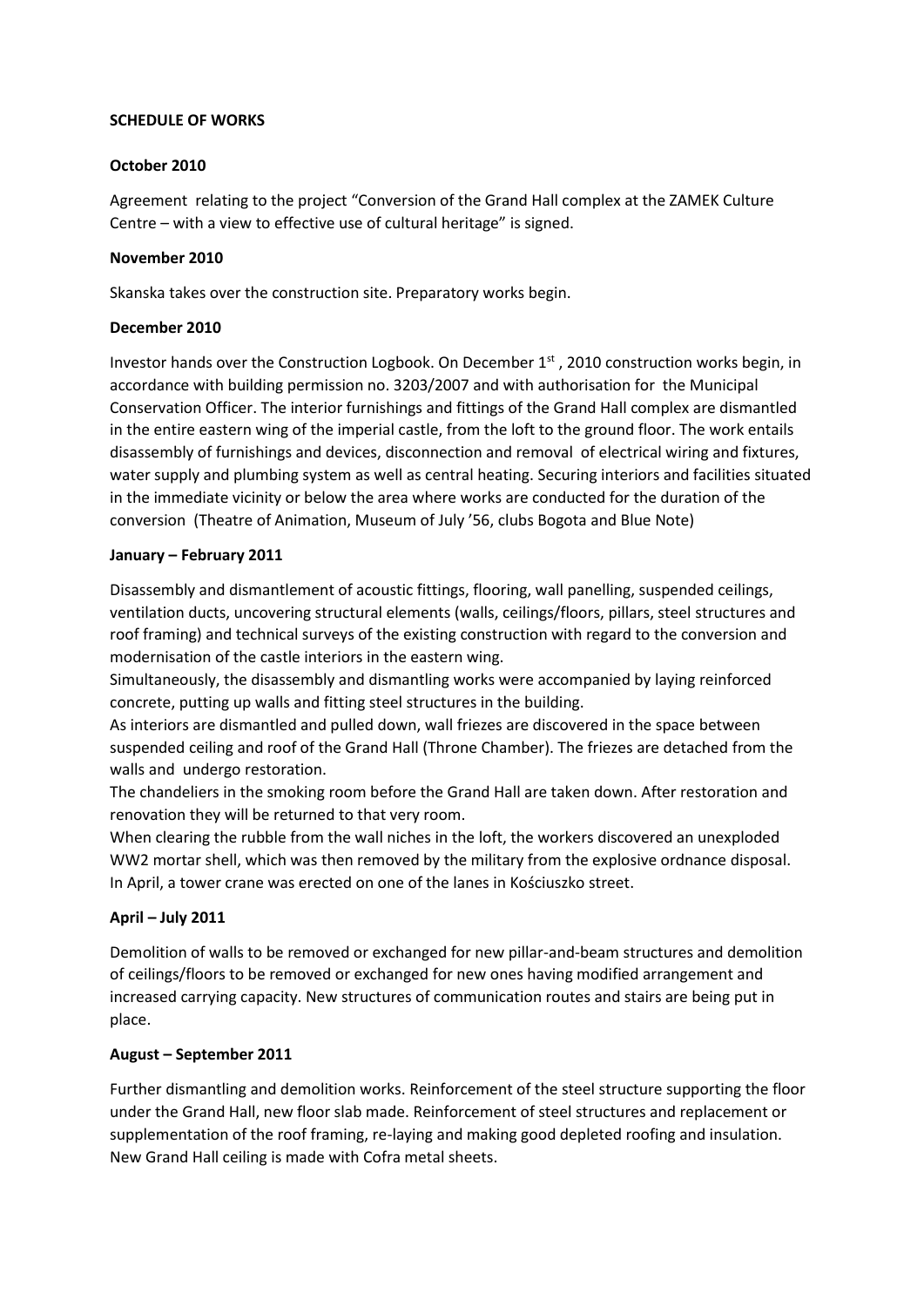**SCHEDULE OF WORKS**

**October 2010**

Agreement relating to the project "Conversion of the Grand Hall complex at the ZAMEK Culture Centre – with a view to effective use of cultural heritage" is signed.

**November 2010**

Skanska takes over the construction site. Preparatory works begin.

**December 2010**

Investor hands over the Construction Logbook. On December 1st, 2010 construction works begin, in accordance with building permission no. 3203/2007 and with authorisation for the Municipal Conservation Officer. The interior furnishings and fittings of the Grand Hall complex are dismantled in the entire eastern wing of the imperial castle, from the loft to the ground floor. The work entails disassembly of furnishings and devices, disconnection and removal of electrical wiring and fixtures, water supply and plumbing system as well as central heating. Securing interiors and facilities situated in the immediate vicinity or below the area where works are conducted for the duration of the conversion (Theatre of Animation, Museum of July '56, clubs Bogota and Blue Note)

**January – February 2011**

Disassembly and dismantlement of acoustic fittings, flooring, wall panelling, suspended ceilings, ventilation ducts, uncovering structural elements (walls, ceilings/floors, pillars, steel structures and roof framing) and technical surveys of the existing construction with regard to the conversion and modernisation of the castle interiors in the eastern wing.
Simultaneously, the disassembly and dismantling works were accompanied by laying reinforced concrete, putting up walls and fitting steel structures in the building.
As interiors are dismantled and pulled down, wall friezes are discovered in the space between suspended ceiling and roof of the Grand Hall (Throne Chamber). The friezes are detached from the walls and undergo restoration.
The chandeliers in the smoking room before the Grand Hall are taken down. After restoration and renovation they will be returned to that very room.
When clearing the rubble from the wall niches in the loft, the workers discovered an unexploded WW2 mortar shell, which was then removed by the military from the explosive ordnance disposal.
In April, a tower crane was erected on one of the lanes in Kościuszko street.

**April – July 2011**

Demolition of walls to be removed or exchanged for new pillar-and-beam structures and demolition of ceilings/floors to be removed or exchanged for new ones having modified arrangement and increased carrying capacity. New structures of communication routes and stairs are being put in place.

**August – September 2011**

Further dismantling and demolition works. Reinforcement of the steel structure supporting the floor under the Grand Hall, new floor slab made. Reinforcement of steel structures and replacement or supplementation of the roof framing, re-laying and making good depleted roofing and insulation. New Grand Hall ceiling is made with Cofra metal sheets.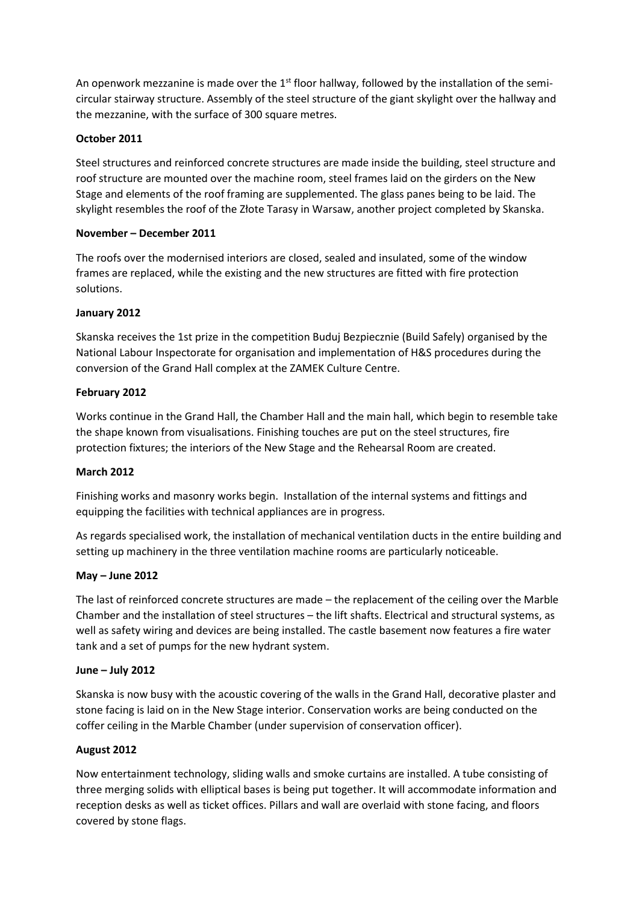An openwork mezzanine is made over the 1st floor hallway, followed by the installation of the semi-circular stairway structure. Assembly of the steel structure of the giant skylight over the hallway and the mezzanine, with the surface of 300 square metres.

**October 2011**

Steel structures and reinforced concrete structures are made inside the building, steel structure and roof structure are mounted over the machine room, steel frames laid on the girders on the New Stage and elements of the roof framing are supplemented. The glass panes being to be laid. The skylight resembles the roof of the Złote Tarasy in Warsaw, another project completed by Skanska.

**November – December 2011**

The roofs over the modernised interiors are closed, sealed and insulated, some of the window frames are replaced, while the existing and the new structures are fitted with fire protection solutions.

**January 2012**

Skanska receives the 1st prize in the competition Buduj Bezpiecznie (Build Safely) organised by the National Labour Inspectorate for organisation and implementation of H&S procedures during the conversion of the Grand Hall complex at the ZAMEK Culture Centre.

**February 2012**

Works continue in the Grand Hall, the Chamber Hall and the main hall, which begin to resemble take the shape known from visualisations. Finishing touches are put on the steel structures, fire protection fixtures; the interiors of the New Stage and the Rehearsal Room are created.

**March 2012**

Finishing works and masonry works begin. Installation of the internal systems and fittings and equipping the facilities with technical appliances are in progress.

As regards specialised work, the installation of mechanical ventilation ducts in the entire building and setting up machinery in the three ventilation machine rooms are particularly noticeable.

**May – June 2012**

The last of reinforced concrete structures are made – the replacement of the ceiling over the Marble Chamber and the installation of steel structures – the lift shafts. Electrical and structural systems, as well as safety wiring and devices are being installed. The castle basement now features a fire water tank and a set of pumps for the new hydrant system.

**June – July 2012**

Skanska is now busy with the acoustic covering of the walls in the Grand Hall, decorative plaster and stone facing is laid on in the New Stage interior. Conservation works are being conducted on the coffer ceiling in the Marble Chamber (under supervision of conservation officer).

**August 2012**

Now entertainment technology, sliding walls and smoke curtains are installed. A tube consisting of three merging solids with elliptical bases is being put together. It will accommodate information and reception desks as well as ticket offices. Pillars and wall are overlaid with stone facing, and floors covered by stone flags.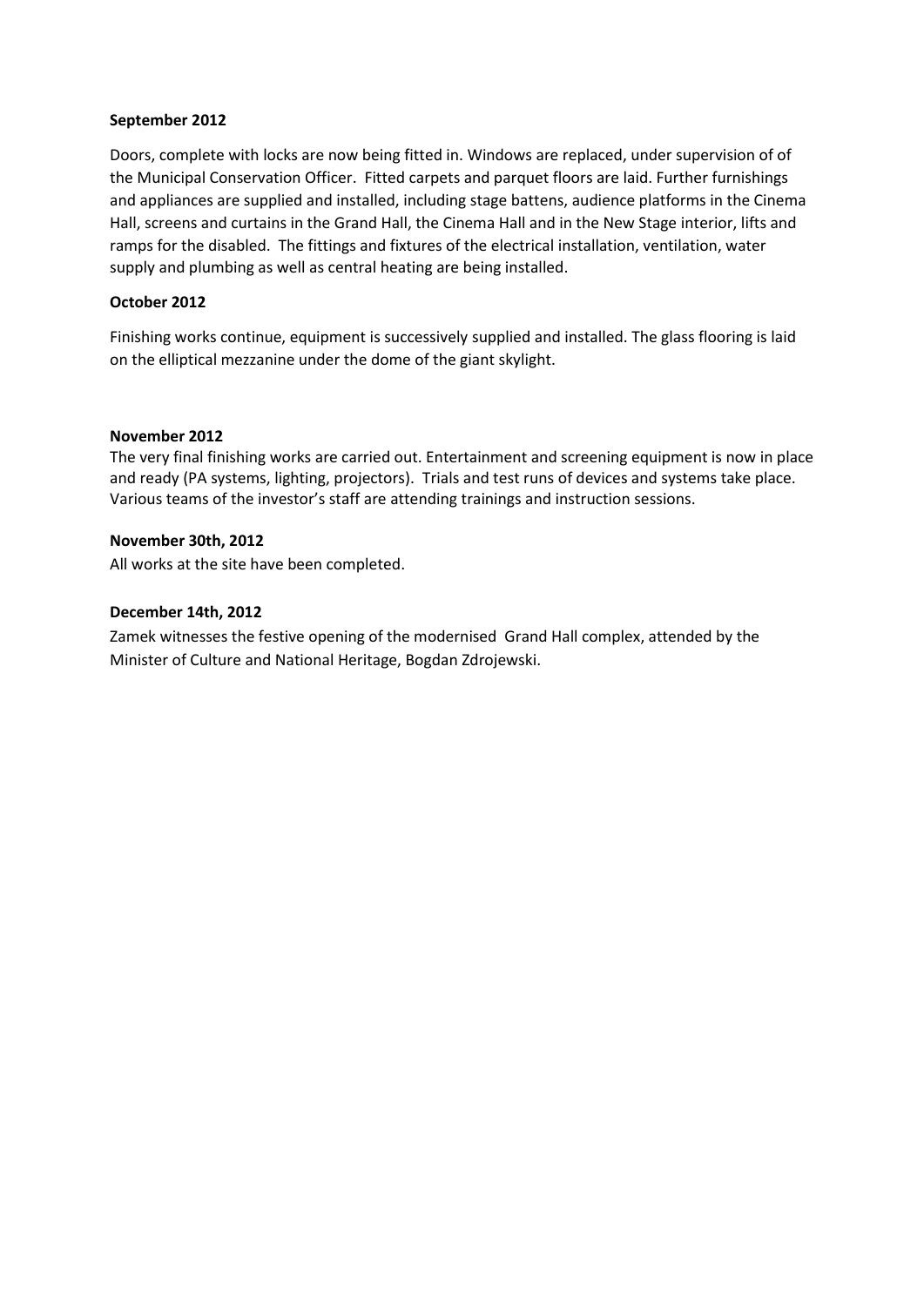**September 2012**

Doors, complete with locks are now being fitted in. Windows are replaced, under supervision of of the Municipal Conservation Officer. Fitted carpets and parquet floors are laid. Further furnishings and appliances are supplied and installed, including stage battens, audience platforms in the Cinema Hall, screens and curtains in the Grand Hall, the Cinema Hall and in the New Stage interior, lifts and ramps for the disabled. The fittings and fixtures of the electrical installation, ventilation, water supply and plumbing as well as central heating are being installed.

**October 2012**

Finishing works continue, equipment is successively supplied and installed. The glass flooring is laid on the elliptical mezzanine under the dome of the giant skylight.

**November 2012**

The very final finishing works are carried out. Entertainment and screening equipment is now in place and ready (PA systems, lighting, projectors). Trials and test runs of devices and systems take place. Various teams of the investor's staff are attending trainings and instruction sessions.

**November 30th, 2012**

All works at the site have been completed.

**December 14th, 2012**

Zamek witnesses the festive opening of the modernised Grand Hall complex, attended by the Minister of Culture and National Heritage, Bogdan Zdrojewski.